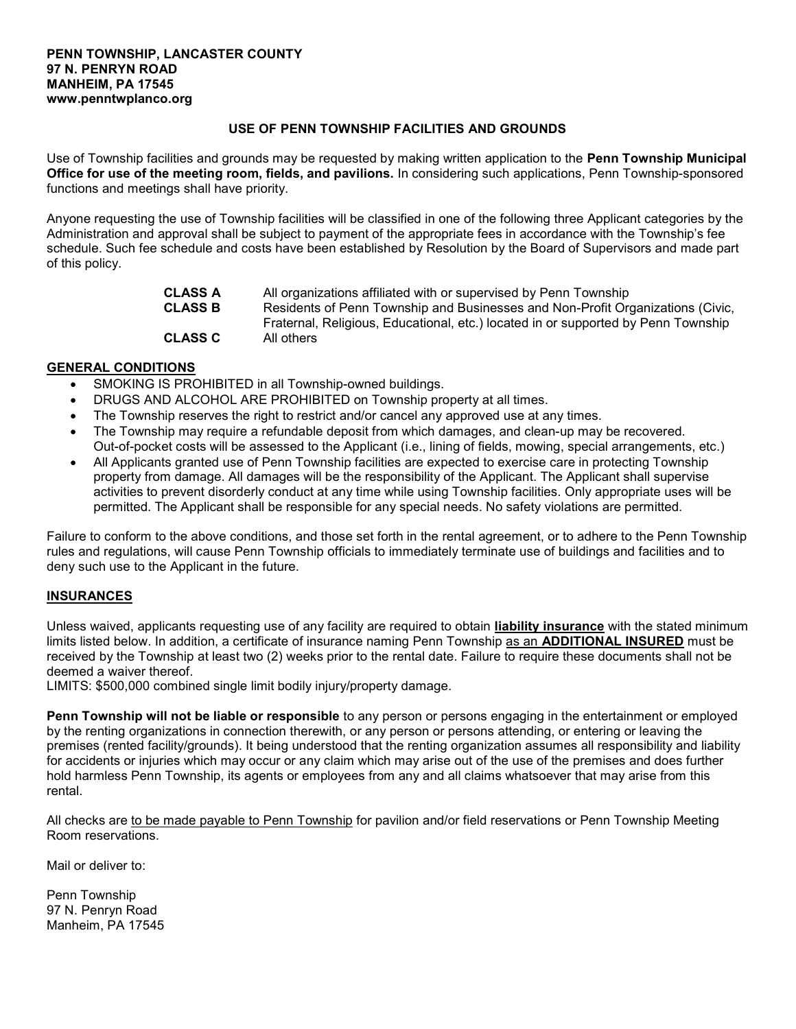**PENN TOWNSHIP, LANCASTER COUNTY**
**97 N. PENRYN ROAD**
**MANHEIM, PA 17545**
**www.penntwplanco.org**

## USE OF PENN TOWNSHIP FACILITIES AND GROUNDS

Use of Township facilities and grounds may be requested by making written application to the **Penn Township Municipal Office for use of the meeting room, fields, and pavilions.** In considering such applications, Penn Township-sponsored functions and meetings shall have priority.

Anyone requesting the use of Township facilities will be classified in one of the following three Applicant categories by the Administration and approval shall be subject to payment of the appropriate fees in accordance with the Township's fee schedule. Such fee schedule and costs have been established by Resolution by the Board of Supervisors and made part of this policy.

| | |
|---|---|
| **CLASS A** | All organizations affiliated with or supervised by Penn Township |
| **CLASS B** | Residents of Penn Township and Businesses and Non-Profit Organizations (Civic, Fraternal, Religious, Educational, etc.) located in or supported by Penn Township |
| **CLASS C** | All others |

### GENERAL CONDITIONS

- SMOKING IS PROHIBITED in all Township-owned buildings.
- DRUGS AND ALCOHOL ARE PROHIBITED on Township property at all times.
- The Township reserves the right to restrict and/or cancel any approved use at any times.
- The Township may require a refundable deposit from which damages, and clean-up may be recovered. Out-of-pocket costs will be assessed to the Applicant (i.e., lining of fields, mowing, special arrangements, etc.)
- All Applicants granted use of Penn Township facilities are expected to exercise care in protecting Township property from damage. All damages will be the responsibility of the Applicant. The Applicant shall supervise activities to prevent disorderly conduct at any time while using Township facilities. Only appropriate uses will be permitted. The Applicant shall be responsible for any special needs. No safety violations are permitted.

Failure to conform to the above conditions, and those set forth in the rental agreement, or to adhere to the Penn Township rules and regulations, will cause Penn Township officials to immediately terminate use of buildings and facilities and to deny such use to the Applicant in the future.

### INSURANCES

Unless waived, applicants requesting use of any facility are required to obtain **liability insurance** with the stated minimum limits listed below. In addition, a certificate of insurance naming Penn Township as an **ADDITIONAL INSURED** must be received by the Township at least two (2) weeks prior to the rental date. Failure to require these documents shall not be deemed a waiver thereof.
LIMITS: $500,000 combined single limit bodily injury/property damage.

**Penn Township will not be liable or responsible** to any person or persons engaging in the entertainment or employed by the renting organizations in connection therewith, or any person or persons attending, or entering or leaving the premises (rented facility/grounds). It being understood that the renting organization assumes all responsibility and liability for accidents or injuries which may occur or any claim which may arise out of the use of the premises and does further hold harmless Penn Township, its agents or employees from any and all claims whatsoever that may arise from this rental.

All checks are to be made payable to Penn Township for pavilion and/or field reservations or Penn Township Meeting Room reservations.

Mail or deliver to:

Penn Township
97 N. Penryn Road
Manheim, PA 17545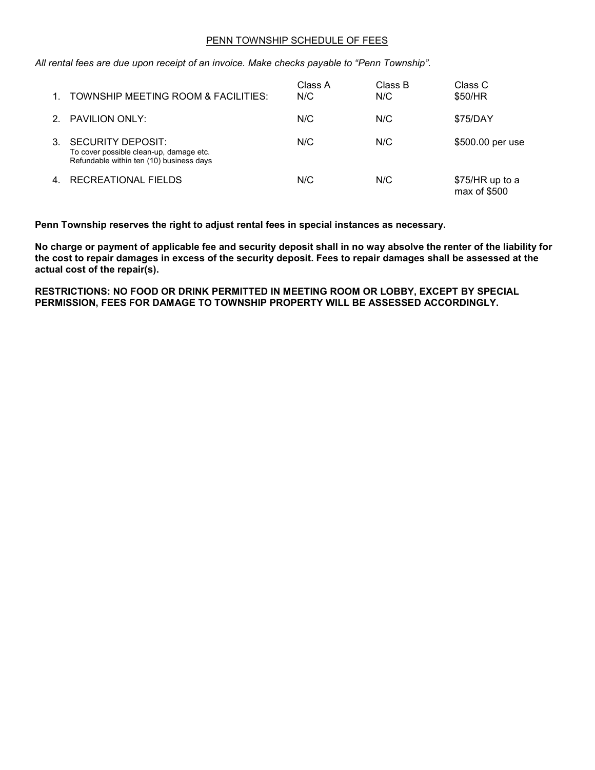# PENN TOWNSHIP SCHEDULE OF FEES

*All rental fees are due upon receipt of an invoice. Make checks payable to "Penn Township".*

| | | Class A | Class B | Class C |
|---|---|---|---|---|
| 1. | TOWNSHIP MEETING ROOM & FACILITIES: | N/C | N/C | $50/HR |
| 2. | PAVILION ONLY: | N/C | N/C | $75/DAY |
| 3. | SECURITY DEPOSIT: To cover possible clean-up, damage etc. Refundable within ten (10) business days | N/C | N/C | $500.00 per use |
| 4. | RECREATIONAL FIELDS | N/C | N/C | $75/HR up to a max of $500 |

**Penn Township reserves the right to adjust rental fees in special instances as necessary.**

**No charge or payment of applicable fee and security deposit shall in no way absolve the renter of the liability for the cost to repair damages in excess of the security deposit. Fees to repair damages shall be assessed at the actual cost of the repair(s).**

**RESTRICTIONS: NO FOOD OR DRINK PERMITTED IN MEETING ROOM OR LOBBY, EXCEPT BY SPECIAL PERMISSION, FEES FOR DAMAGE TO TOWNSHIP PROPERTY WILL BE ASSESSED ACCORDINGLY.**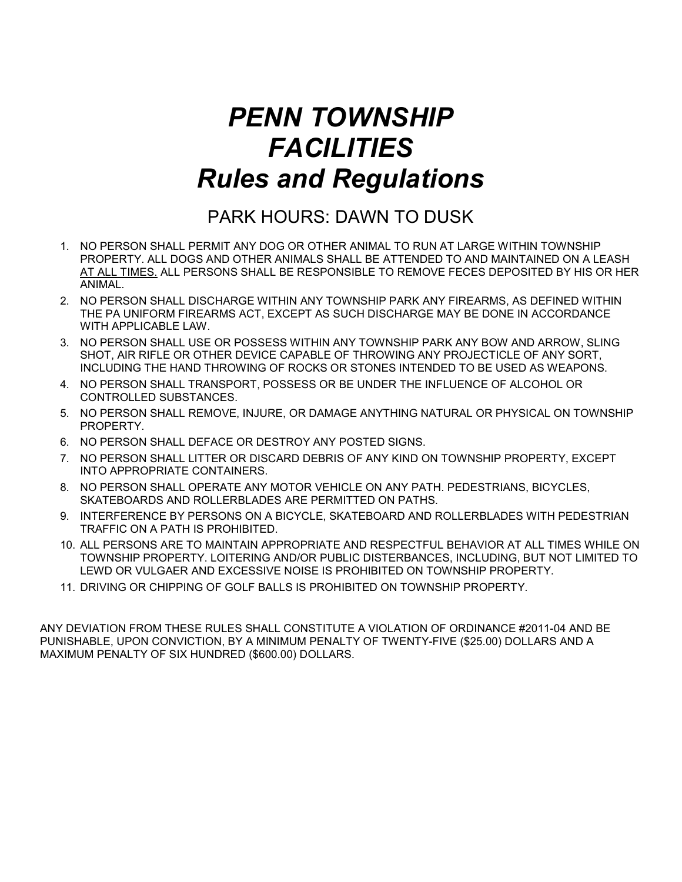# *PENN TOWNSHIP FACILITIES Rules and Regulations*

## PARK HOURS: DAWN TO DUSK

1. NO PERSON SHALL PERMIT ANY DOG OR OTHER ANIMAL TO RUN AT LARGE WITHIN TOWNSHIP PROPERTY. ALL DOGS AND OTHER ANIMALS SHALL BE ATTENDED TO AND MAINTAINED ON A LEASH <u>AT ALL TIMES.</u> ALL PERSONS SHALL BE RESPONSIBLE TO REMOVE FECES DEPOSITED BY HIS OR HER ANIMAL.
2. NO PERSON SHALL DISCHARGE WITHIN ANY TOWNSHIP PARK ANY FIREARMS, AS DEFINED WITHIN THE PA UNIFORM FIREARMS ACT, EXCEPT AS SUCH DISCHARGE MAY BE DONE IN ACCORDANCE WITH APPLICABLE LAW.
3. NO PERSON SHALL USE OR POSSESS WITHIN ANY TOWNSHIP PARK ANY BOW AND ARROW, SLING SHOT, AIR RIFLE OR OTHER DEVICE CAPABLE OF THROWING ANY PROJECTICLE OF ANY SORT, INCLUDING THE HAND THROWING OF ROCKS OR STONES INTENDED TO BE USED AS WEAPONS.
4. NO PERSON SHALL TRANSPORT, POSSESS OR BE UNDER THE INFLUENCE OF ALCOHOL OR CONTROLLED SUBSTANCES.
5. NO PERSON SHALL REMOVE, INJURE, OR DAMAGE ANYTHING NATURAL OR PHYSICAL ON TOWNSHIP PROPERTY.
6. NO PERSON SHALL DEFACE OR DESTROY ANY POSTED SIGNS.
7. NO PERSON SHALL LITTER OR DISCARD DEBRIS OF ANY KIND ON TOWNSHIP PROPERTY, EXCEPT INTO APPROPRIATE CONTAINERS.
8. NO PERSON SHALL OPERATE ANY MOTOR VEHICLE ON ANY PATH. PEDESTRIANS, BICYCLES, SKATEBOARDS AND ROLLERBLADES ARE PERMITTED ON PATHS.
9. INTERFERENCE BY PERSONS ON A BICYCLE, SKATEBOARD AND ROLLERBLADES WITH PEDESTRIAN TRAFFIC ON A PATH IS PROHIBITED.
10. ALL PERSONS ARE TO MAINTAIN APPROPRIATE AND RESPECTFUL BEHAVIOR AT ALL TIMES WHILE ON TOWNSHIP PROPERTY. LOITERING AND/OR PUBLIC DISTERBANCES, INCLUDING, BUT NOT LIMITED TO LEWD OR VULGAER AND EXCESSIVE NOISE IS PROHIBITED ON TOWNSHIP PROPERTY.
11. DRIVING OR CHIPPING OF GOLF BALLS IS PROHIBITED ON TOWNSHIP PROPERTY.

ANY DEVIATION FROM THESE RULES SHALL CONSTITUTE A VIOLATION OF ORDINANCE #2011-04 AND BE PUNISHABLE, UPON CONVICTION, BY A MINIMUM PENALTY OF TWENTY-FIVE ($25.00) DOLLARS AND A MAXIMUM PENALTY OF SIX HUNDRED ($600.00) DOLLARS.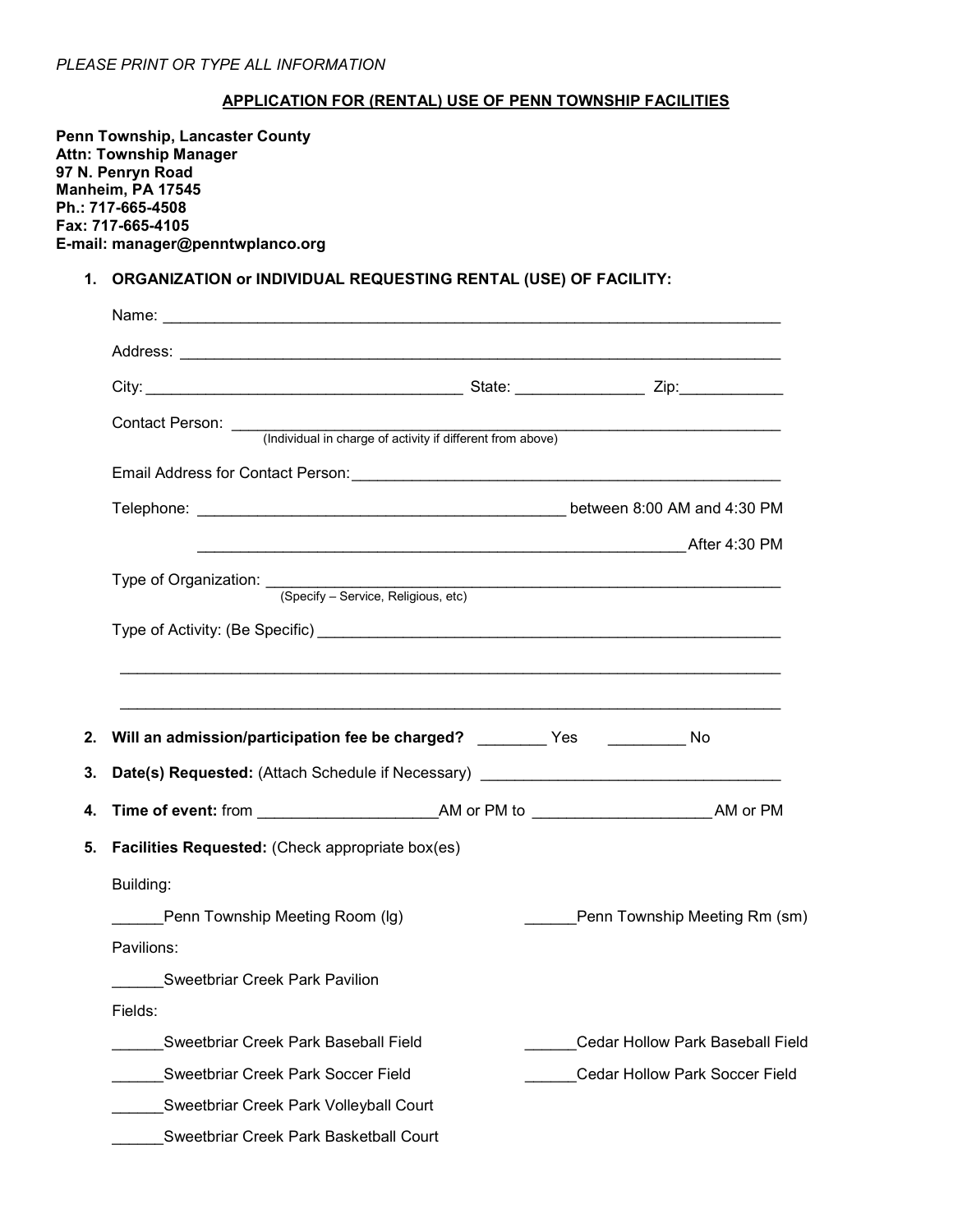*PLEASE PRINT OR TYPE ALL INFORMATION*

## APPLICATION FOR (RENTAL) USE OF PENN TOWNSHIP FACILITIES

**Penn Township, Lancaster County**
**Attn: Township Manager**
**97 N. Penryn Road**
**Manheim, PA 17545**
**Ph.: 717-665-4508**
**Fax: 717-665-4105**
**E-mail: manager@penntwplanco.org**

**1. ORGANIZATION or INDIVIDUAL REQUESTING RENTAL (USE) OF FACILITY:**

Name: ______________________________________________________________________

Address: ____________________________________________________________________

City: ___________________________________ State: _______________ Zip:____________

Contact Person: ______________________________________________________________
(Individual in charge of activity if different from above)

Email Address for Contact Person:_________________________________________________

Telephone: ________________________________________ between 8:00 AM and 4:30 PM

________________________________________________________ After 4:30 PM

Type of Organization: __________________________________________________________
(Specify – Service, Religious, etc)

Type of Activity: (Be Specific) ____________________________________________________

_____________________________________________________________________________

_____________________________________________________________________________

**2. Will an admission/participation fee be charged?** ________ Yes _________ No

**3. Date(s) Requested:** (Attach Schedule if Necessary) ___________________________________

**4. Time of event:** from ____________________AM or PM to ____________________AM or PM

**5. Facilities Requested:** (Check appropriate box(es)

Building:

______Penn Township Meeting Room (lg)

______Penn Township Meeting Rm (sm)

Pavilions:

______Sweetbriar Creek Park Pavilion

Fields:

______Sweetbriar Creek Park Baseball Field

______Cedar Hollow Park Baseball Field

______Sweetbriar Creek Park Soccer Field

______Cedar Hollow Park Soccer Field

______Sweetbriar Creek Park Volleyball Court

______Sweetbriar Creek Park Basketball Court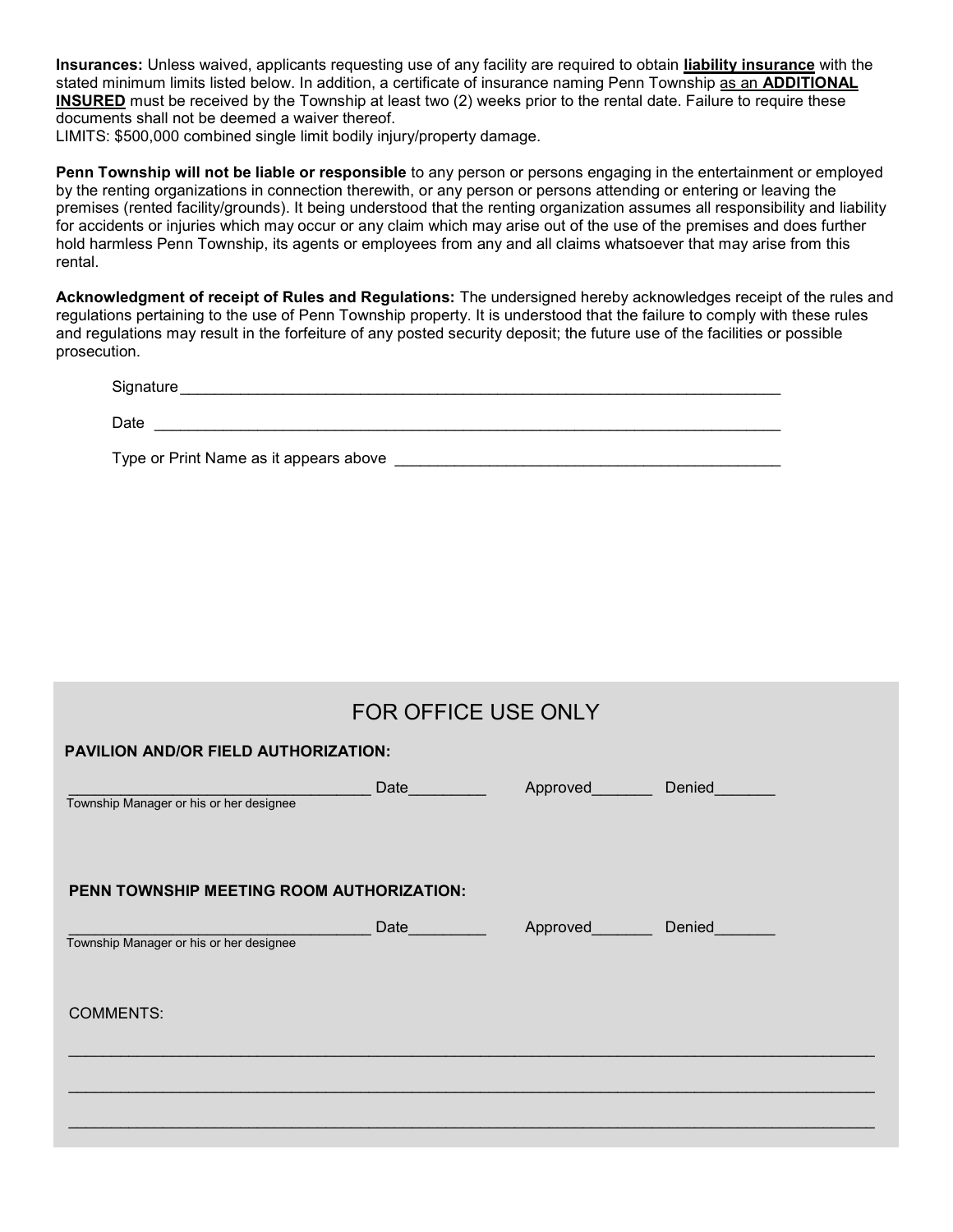**Insurances:** Unless waived, applicants requesting use of any facility are required to obtain **liability insurance** with the stated minimum limits listed below. In addition, a certificate of insurance naming Penn Township as an **ADDITIONAL INSURED** must be received by the Township at least two (2) weeks prior to the rental date. Failure to require these documents shall not be deemed a waiver thereof.
LIMITS: $500,000 combined single limit bodily injury/property damage.

**Penn Township will not be liable or responsible** to any person or persons engaging in the entertainment or employed by the renting organizations in connection therewith, or any person or persons attending or entering or leaving the premises (rented facility/grounds). It being understood that the renting organization assumes all responsibility and liability for accidents or injuries which may occur or any claim which may arise out of the use of the premises and does further hold harmless Penn Township, its agents or employees from any and all claims whatsoever that may arise from this rental.

**Acknowledgment of receipt of Rules and Regulations:** The undersigned hereby acknowledges receipt of the rules and regulations pertaining to the use of Penn Township property. It is understood that the failure to comply with these rules and regulations may result in the forfeiture of any posted security deposit; the future use of the facilities or possible prosecution.

Signature ___________________________________________________________________________

Date ______________________________________________________________________________

Type or Print Name as it appears above ______________________________________________

## FOR OFFICE USE ONLY

**PAVILION AND/OR FIELD AUTHORIZATION:**

___________________________________ Date_________ Approved_______ Denied_______
Township Manager or his or her designee

**PENN TOWNSHIP MEETING ROOM AUTHORIZATION:**

___________________________________ Date_________ Approved_______ Denied_______
Township Manager or his or her designee

COMMENTS:

_____________________________________________________________________________________________

_____________________________________________________________________________________________

_____________________________________________________________________________________________